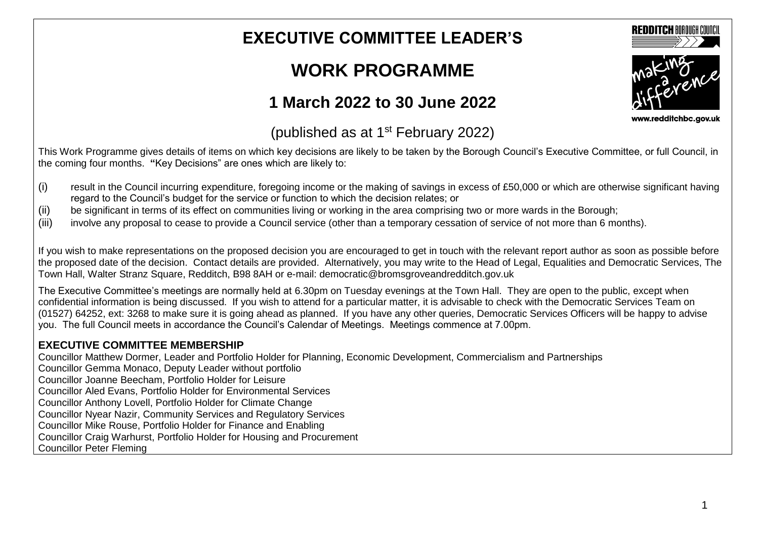# EXECUTIVE COMMITTEE LEADER'S

# WORK PROGRAMME

## 1 March 2022 to 30 June 2022

(published as at 1st February 2022)

This Work Programme gives details of items on which key decisions are likely to be taken by the Borough Council's Executive Committee, or full Council, in the coming four months. **"**Key Decisions" are ones which are likely to:

(i) result in the Council incurring expenditure, foregoing income or the making of savings in excess of £50,000 or which are otherwise significant having regard to the Council's budget for the service or function to which the decision relates; or

(ii) be significant in terms of its effect on communities living or working in the area comprising two or more wards in the Borough;

(iii) involve any proposal to cease to provide a Council service (other than a temporary cessation of service of not more than 6 months).

If you wish to make representations on the proposed decision you are encouraged to get in touch with the relevant report author as soon as possible before the proposed date of the decision. Contact details are provided. Alternatively, you may write to the Head of Legal, Equalities and Democratic Services, The Town Hall, Walter Stranz Square, Redditch, B98 8AH or e-mail: democratic@bromsgroveandredditch.gov.uk

The Executive Committee's meetings are normally held at 6.30pm on Tuesday evenings at the Town Hall. They are open to the public, except when confidential information is being discussed. If you wish to attend for a particular matter, it is advisable to check with the Democratic Services Team on (01527) 64252, ext: 3268 to make sure it is going ahead as planned. If you have any other queries, Democratic Services Officers will be happy to advise you. The full Council meets in accordance the Council's Calendar of Meetings. Meetings commence at 7.00pm.

**EXECUTIVE COMMITTEE MEMBERSHIP**

Councillor Matthew Dormer, Leader and Portfolio Holder for Planning, Economic Development, Commercialism and Partnerships
Councillor Gemma Monaco, Deputy Leader without portfolio
Councillor Joanne Beecham, Portfolio Holder for Leisure
Councillor Aled Evans, Portfolio Holder for Environmental Services
Councillor Anthony Lovell, Portfolio Holder for Climate Change
Councillor Nyear Nazir, Community Services and Regulatory Services
Councillor Mike Rouse, Portfolio Holder for Finance and Enabling
Councillor Craig Warhurst, Portfolio Holder for Housing and Procurement
Councillor Peter Fleming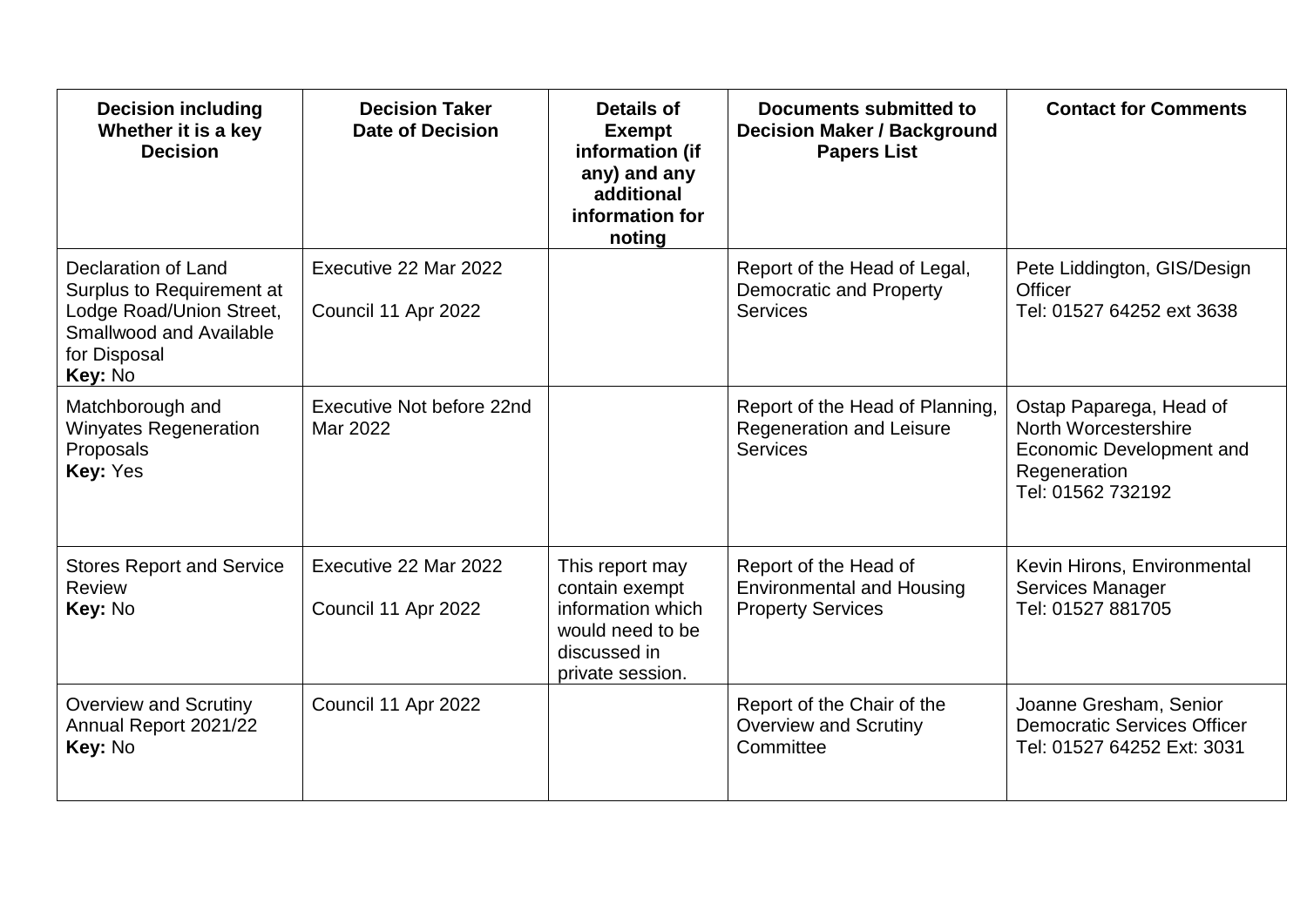| Decision including Whether it is a key Decision | Decision Taker Date of Decision | Details of Exempt information (if any) and any additional information for noting | Documents submitted to Decision Maker / Background Papers List | Contact for Comments |
|---|---|---|---|---|
| Declaration of Land Surplus to Requirement at Lodge Road/Union Street, Smallwood and Available for Disposal **Key:** No | Executive 22 Mar 2022<br><br>Council 11 Apr 2022 | | Report of the Head of Legal, Democratic and Property Services | Pete Liddington, GIS/Design Officer<br>Tel: 01527 64252 ext 3638 |
| Matchborough and Winyates Regeneration Proposals **Key:** Yes | Executive Not before 22nd Mar 2022 | | Report of the Head of Planning, Regeneration and Leisure Services | Ostap Paparega, Head of North Worcestershire Economic Development and Regeneration<br>Tel: 01562 732192 |
| Stores Report and Service Review **Key:** No | Executive 22 Mar 2022<br><br>Council 11 Apr 2022 | This report may contain exempt information which would need to be discussed in private session. | Report of the Head of Environmental and Housing Property Services | Kevin Hirons, Environmental Services Manager<br>Tel: 01527 881705 |
| Overview and Scrutiny Annual Report 2021/22 **Key:** No | Council 11 Apr 2022 | | Report of the Chair of the Overview and Scrutiny Committee | Joanne Gresham, Senior Democratic Services Officer<br>Tel: 01527 64252 Ext: 3031 |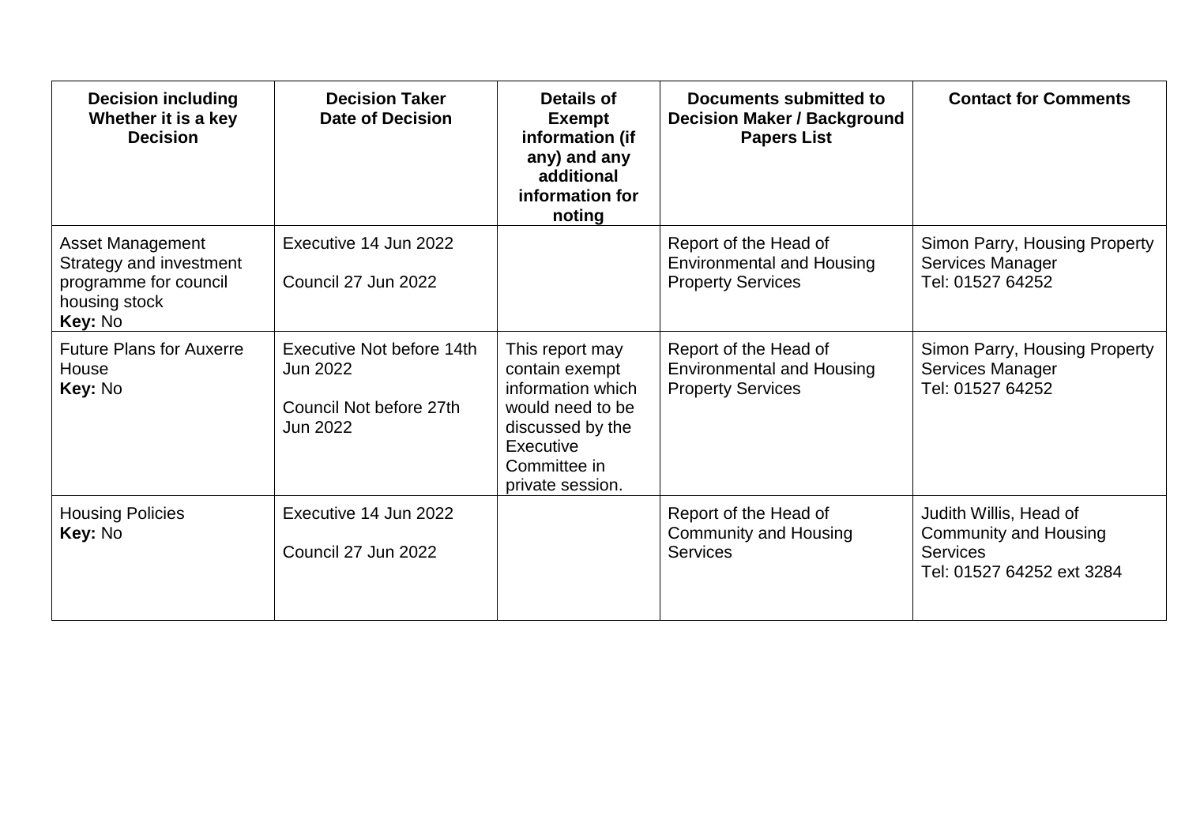| Decision including Whether it is a key Decision | Decision Taker Date of Decision | Details of Exempt information (if any) and any additional information for noting | Documents submitted to Decision Maker / Background Papers List | Contact for Comments |
|---|---|---|---|---|
| Asset Management Strategy and investment programme for council housing stock **Key:** No | Executive 14 Jun 2022<br><br>Council 27 Jun 2022 | | Report of the Head of Environmental and Housing Property Services | Simon Parry, Housing Property Services Manager<br>Tel: 01527 64252 |
| Future Plans for Auxerre House **Key:** No | Executive Not before 14th Jun 2022<br><br>Council Not before 27th Jun 2022 | This report may contain exempt information which would need to be discussed by the Executive Committee in private session. | Report of the Head of Environmental and Housing Property Services | Simon Parry, Housing Property Services Manager<br>Tel: 01527 64252 |
| Housing Policies **Key:** No | Executive 14 Jun 2022<br><br>Council 27 Jun 2022 | | Report of the Head of Community and Housing Services | Judith Willis, Head of Community and Housing Services<br>Tel: 01527 64252 ext 3284 |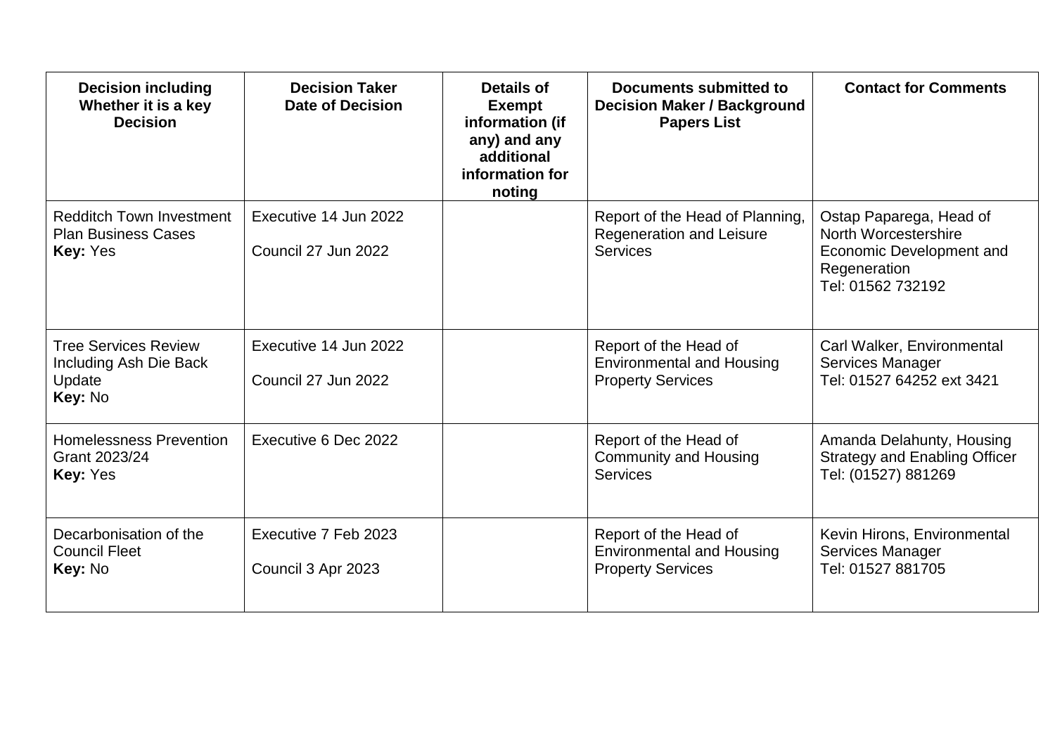| Decision including Whether it is a key Decision | Decision Taker Date of Decision | Details of Exempt information (if any) and any additional information for noting | Documents submitted to Decision Maker / Background Papers List | Contact for Comments |
| --- | --- | --- | --- | --- |
| Redditch Town Investment Plan Business Cases<br>**Key:** Yes | Executive 14 Jun 2022<br><br>Council 27 Jun 2022 | | Report of the Head of Planning, Regeneration and Leisure Services | Ostap Paparega, Head of North Worcestershire Economic Development and Regeneration<br>Tel: 01562 732192 |
| Tree Services Review Including Ash Die Back Update<br>**Key:** No | Executive 14 Jun 2022<br><br>Council 27 Jun 2022 | | Report of the Head of Environmental and Housing Property Services | Carl Walker, Environmental Services Manager<br>Tel: 01527 64252 ext 3421 |
| Homelessness Prevention Grant 2023/24<br>**Key:** Yes | Executive 6 Dec 2022 | | Report of the Head of Community and Housing Services | Amanda Delahunty, Housing Strategy and Enabling Officer<br>Tel: (01527) 881269 |
| Decarbonisation of the Council Fleet<br>**Key:** No | Executive 7 Feb 2023<br><br>Council 3 Apr 2023 | | Report of the Head of Environmental and Housing Property Services | Kevin Hirons, Environmental Services Manager<br>Tel: 01527 881705 |